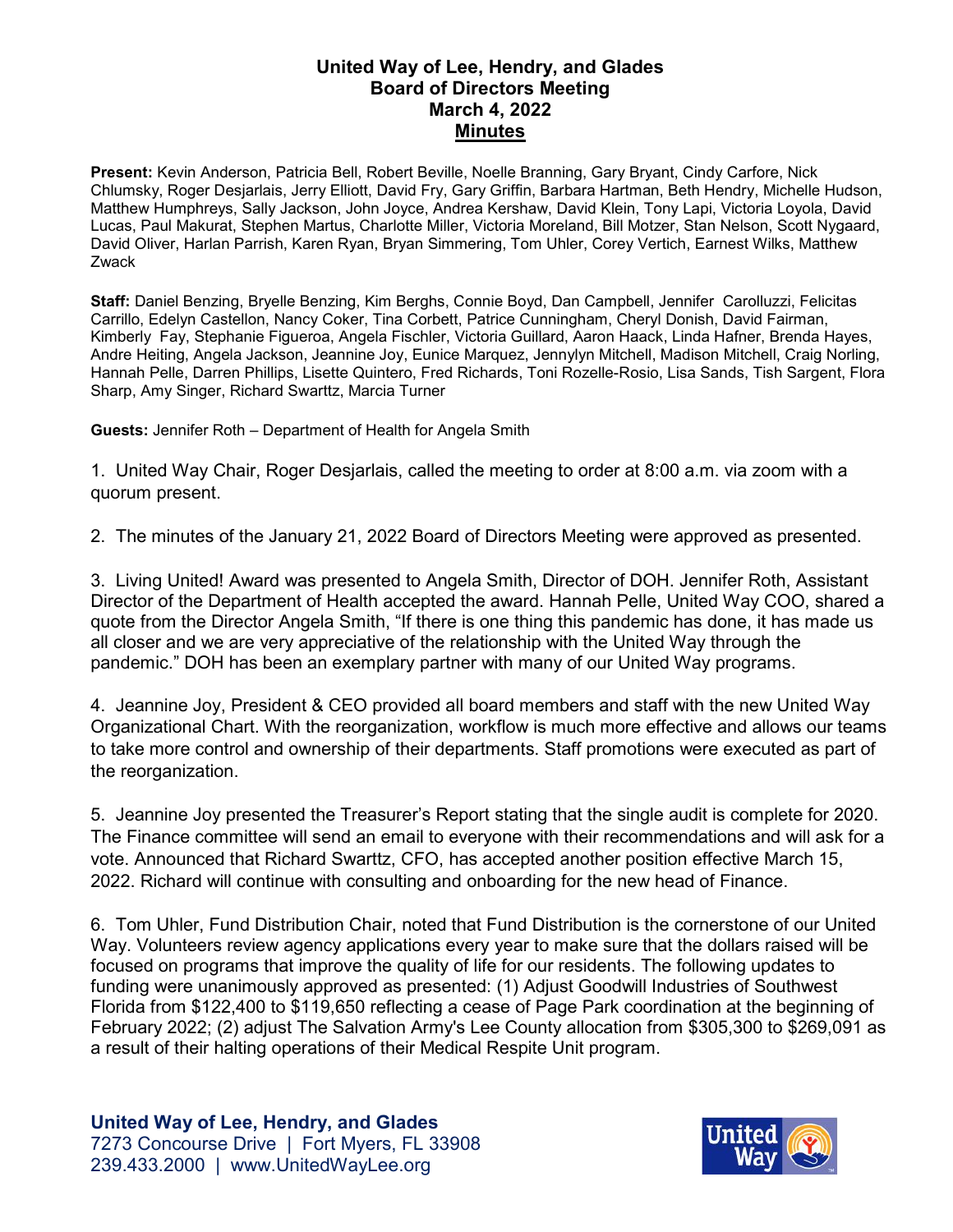# United Way of Lee, Hendry, and Glades
## Board of Directors Meeting
## March 4, 2022
## Minutes

**Present:** Kevin Anderson, Patricia Bell, Robert Beville, Noelle Branning, Gary Bryant, Cindy Carfore, Nick Chlumsky, Roger Desjarlais, Jerry Elliott, David Fry, Gary Griffin, Barbara Hartman, Beth Hendry, Michelle Hudson, Matthew Humphreys, Sally Jackson, John Joyce, Andrea Kershaw, David Klein, Tony Lapi, Victoria Loyola, David Lucas, Paul Makurat, Stephen Martus, Charlotte Miller, Victoria Moreland, Bill Motzer, Stan Nelson, Scott Nygaard, David Oliver, Harlan Parrish, Karen Ryan, Bryan Simmering, Tom Uhler, Corey Vertich, Earnest Wilks, Matthew Zwack

**Staff:** Daniel Benzing, Bryelle Benzing, Kim Berghs, Connie Boyd, Dan Campbell, Jennifer Carolluzzi, Felicitas Carrillo, Edelyn Castellon, Nancy Coker, Tina Corbett, Patrice Cunningham, Cheryl Donish, David Fairman, Kimberly Fay, Stephanie Figueroa, Angela Fischler, Victoria Guillard, Aaron Haack, Linda Hafner, Brenda Hayes, Andre Heiting, Angela Jackson, Jeannine Joy, Eunice Marquez, Jennylyn Mitchell, Madison Mitchell, Craig Norling, Hannah Pelle, Darren Phillips, Lisette Quintero, Fred Richards, Toni Rozelle-Rosio, Lisa Sands, Tish Sargent, Flora Sharp, Amy Singer, Richard Swarttz, Marcia Turner

**Guests:** Jennifer Roth – Department of Health for Angela Smith

1. United Way Chair, Roger Desjarlais, called the meeting to order at 8:00 a.m. via zoom with a quorum present.

2. The minutes of the January 21, 2022 Board of Directors Meeting were approved as presented.

3. Living United! Award was presented to Angela Smith, Director of DOH. Jennifer Roth, Assistant Director of the Department of Health accepted the award. Hannah Pelle, United Way COO, shared a quote from the Director Angela Smith, "If there is one thing this pandemic has done, it has made us all closer and we are very appreciative of the relationship with the United Way through the pandemic." DOH has been an exemplary partner with many of our United Way programs.

4. Jeannine Joy, President & CEO provided all board members and staff with the new United Way Organizational Chart. With the reorganization, workflow is much more effective and allows our teams to take more control and ownership of their departments. Staff promotions were executed as part of the reorganization.

5. Jeannine Joy presented the Treasurer's Report stating that the single audit is complete for 2020. The Finance committee will send an email to everyone with their recommendations and will ask for a vote. Announced that Richard Swarttz, CFO, has accepted another position effective March 15, 2022. Richard will continue with consulting and onboarding for the new head of Finance.

6. Tom Uhler, Fund Distribution Chair, noted that Fund Distribution is the cornerstone of our United Way. Volunteers review agency applications every year to make sure that the dollars raised will be focused on programs that improve the quality of life for our residents. The following updates to funding were unanimously approved as presented: (1) Adjust Goodwill Industries of Southwest Florida from $122,400 to $119,650 reflecting a cease of Page Park coordination at the beginning of February 2022; (2) adjust The Salvation Army's Lee County allocation from $305,300 to $269,091 as a result of their halting operations of their Medical Respite Unit program.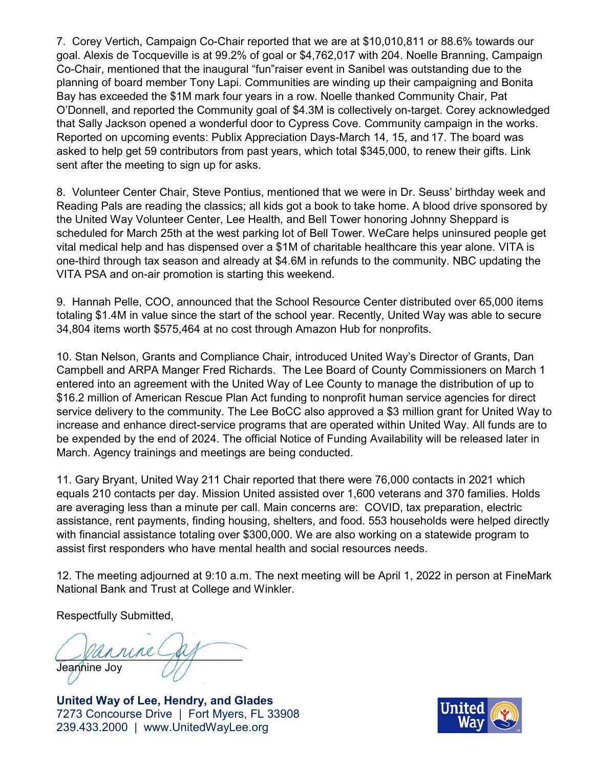7. Corey Vertich, Campaign Co-Chair reported that we are at $10,010,811 or 88.6% towards our goal. Alexis de Tocqueville is at 99.2% of goal or $4,762,017 with 204. Noelle Branning, Campaign Co-Chair, mentioned that the inaugural "fun"raiser event in Sanibel was outstanding due to the planning of board member Tony Lapi. Communities are winding up their campaigning and Bonita Bay has exceeded the $1M mark four years in a row. Noelle thanked Community Chair, Pat O'Donnell, and reported the Community goal of $4.3M is collectively on-target. Corey acknowledged that Sally Jackson opened a wonderful door to Cypress Cove. Community campaign in the works. Reported on upcoming events: Publix Appreciation Days-March 14, 15, and 17. The board was asked to help get 59 contributors from past years, which total $345,000, to renew their gifts. Link sent after the meeting to sign up for asks.

8. Volunteer Center Chair, Steve Pontius, mentioned that we were in Dr. Seuss' birthday week and Reading Pals are reading the classics; all kids got a book to take home. A blood drive sponsored by the United Way Volunteer Center, Lee Health, and Bell Tower honoring Johnny Sheppard is scheduled for March 25th at the west parking lot of Bell Tower. WeCare helps uninsured people get vital medical help and has dispensed over a $1M of charitable healthcare this year alone. VITA is one-third through tax season and already at $4.6M in refunds to the community. NBC updating the VITA PSA and on-air promotion is starting this weekend.

9. Hannah Pelle, COO, announced that the School Resource Center distributed over 65,000 items totaling $1.4M in value since the start of the school year. Recently, United Way was able to secure 34,804 items worth $575,464 at no cost through Amazon Hub for nonprofits.

10. Stan Nelson, Grants and Compliance Chair, introduced United Way's Director of Grants, Dan Campbell and ARPA Manger Fred Richards. The Lee Board of County Commissioners on March 1 entered into an agreement with the United Way of Lee County to manage the distribution of up to $16.2 million of American Rescue Plan Act funding to nonprofit human service agencies for direct service delivery to the community. The Lee BoCC also approved a $3 million grant for United Way to increase and enhance direct-service programs that are operated within United Way. All funds are to be expended by the end of 2024. The official Notice of Funding Availability will be released later in March. Agency trainings and meetings are being conducted.

11. Gary Bryant, United Way 211 Chair reported that there were 76,000 contacts in 2021 which equals 210 contacts per day. Mission United assisted over 1,600 veterans and 370 families. Holds are averaging less than a minute per call. Main concerns are: COVID, tax preparation, electric assistance, rent payments, finding housing, shelters, and food. 553 households were helped directly with financial assistance totaling over $300,000. We are also working on a statewide program to assist first responders who have mental health and social resources needs.

12. The meeting adjourned at 9:10 a.m. The next meeting will be April 1, 2022 in person at FineMark National Bank and Trust at College and Winkler.

Respectfully Submitted,

Jeannine Joy

**United Way of Lee, Hendry, and Glades**
7273 Concourse Drive | Fort Myers, FL 33908
239.433.2000 | www.UnitedWayLee.org